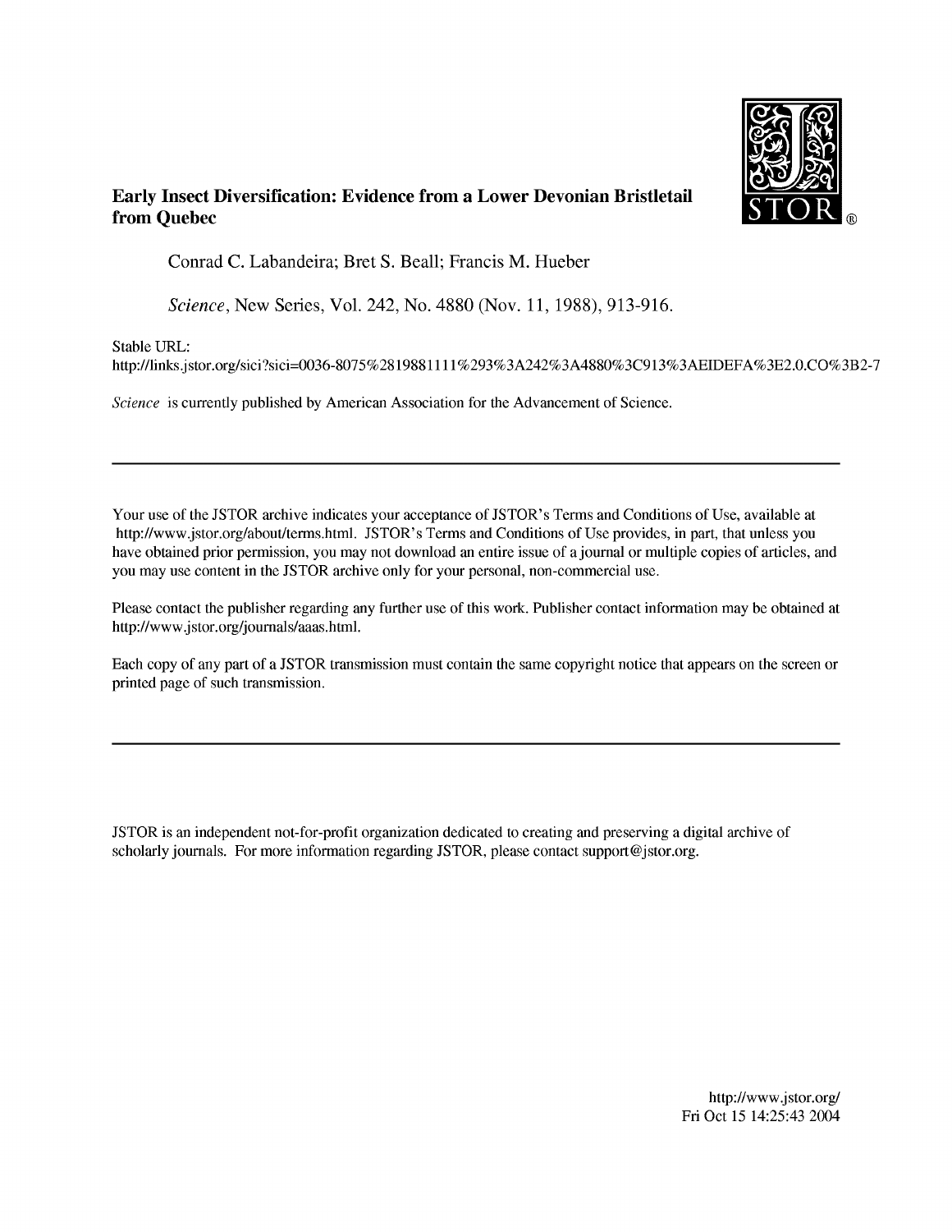**Early Insect Diversification: Evidence from a Lower Devonian Bristletail from Quebec**

Conrad C. Labandeira; Bret S. Beall; Francis M. Hueber

*Science*, New Series, Vol. 242, No. 4880 (Nov. 11, 1988), 913-916.

Stable URL:
http://links.jstor.org/sici?sici=0036-8075%2819881111%293%3A242%3A4880%3C913%3AEIDEFA%3E2.0.CO%3B2-7

*Science* is currently published by American Association for the Advancement of Science.

---

Your use of the JSTOR archive indicates your acceptance of JSTOR's Terms and Conditions of Use, available at http://www.jstor.org/about/terms.html. JSTOR's Terms and Conditions of Use provides, in part, that unless you have obtained prior permission, you may not download an entire issue of a journal or multiple copies of articles, and you may use content in the JSTOR archive only for your personal, non-commercial use.

Please contact the publisher regarding any further use of this work. Publisher contact information may be obtained at http://www.jstor.org/journals/aaas.html.

Each copy of any part of a JSTOR transmission must contain the same copyright notice that appears on the screen or printed page of such transmission.

---

JSTOR is an independent not-for-profit organization dedicated to creating and preserving a digital archive of scholarly journals. For more information regarding JSTOR, please contact support@jstor.org.

http://www.jstor.org/
Fri Oct 15 14:25:43 2004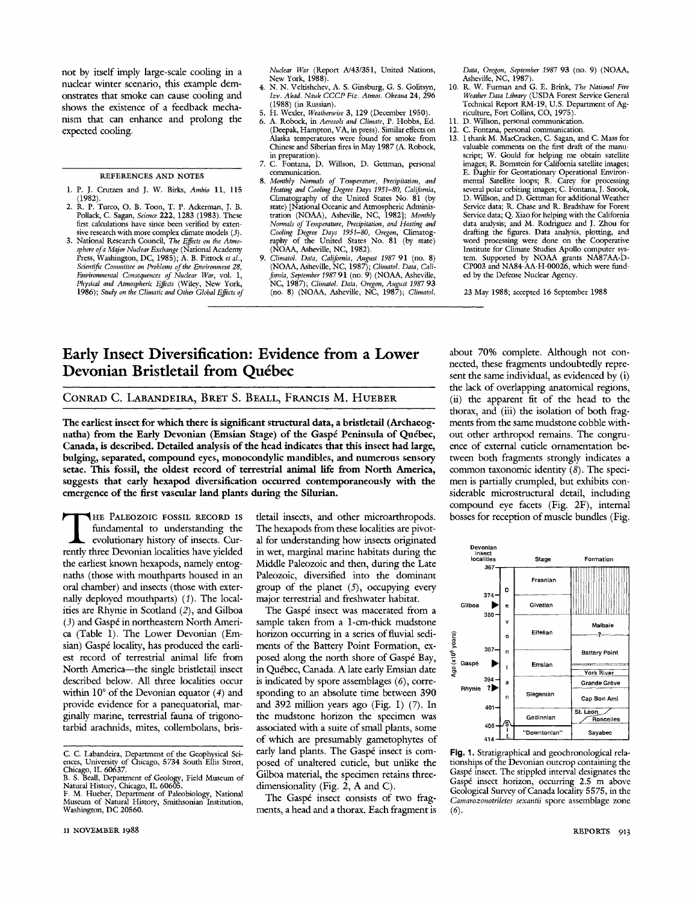not by itself imply large-scale cooling in a nuclear winter scenario, this example demonstrates that smoke can cause cooling and shows the existence of a feedback mechanism that can enhance and prolong the expected cooling.

## REFERENCES AND NOTES

1. P. J. Crutzen and J. W. Birks, *Ambio* **11**, 115 (1982).
2. R. P. Turco, O. B. Toon, T. P. Ackerman, J. B. Pollack, C. Sagan, *Science* **222**, 1283 (1983). These first calculations have since been verified by extensive research with more complex climate models (*3*).
3. National Research Council, *The Effects on the Atmosphere of a Major Nuclear Exchange* (National Academy Press, Washington, DC, 1985); A. B. Pittock *et al.*, *Scientific Committee on Problems of the Environment 28, Environmental Consequences of Nuclear War*, vol. 1, *Physical and Atmospheric Effects* (Wiley, New York, 1986); *Study on the Climatic and Other Global Effects of Nuclear War* (Report A/43/351, United Nations, New York, 1988).
4. N. N. Veltishchev, A. S. Ginsburg, G. S. Golitsyn, *Izv. Akad. Nauk CCCP Fiz. Atmos. Okeana* **24**, 296 (1988) (in Russian).
5. H. Wexler, *Weatherwise* **3**, 129 (December 1950).
6. A. Robock, in *Aerosols and Climate*, P. Hobbs, Ed. (Deepak, Hampton, VA, in press). Similar effects on Alaska temperatures were found for smoke from Chinese and Siberian fires in May 1987 (A. Robock, in preparation).
7. C. Fontana, D. Willson, D. Gettman, personal communication.
8. *Monthly Normals of Temperature, Precipitation, and Heating and Cooling Degree Days 1951–80, California*, Climatography of the United States No. 81 (by state) [National Oceanic and Atmospheric Administration (NOAA), Asheville, NC, 1982]; *Monthly Normals of Temperature, Precipitation, and Heating and Cooling Degree Days 1951–80, Oregon*, Climatography of the United States No. 81 (by state) (NOAA, Asheville, NC, 1982).
9. *Climatol. Data, California, August 1987* **91** (no. 8) (NOAA, Asheville, NC, 1987); *Climatol. Data, California, September 1987* **91** (no. 9) (NOAA, Asheville, NC, 1987); *Climatol. Data, Oregon, August 1987* **93** (no. 8) (NOAA, Asheville, NC, 1987); *Climatol. Data, Oregon, September 1987* **93** (no. 9) (NOAA, Asheville, NC, 1987).
10. R. W. Furman and G. E. Brink, *The National Fire Weather Data Library* (USDA Forest Service General Technical Report RM-19, U.S. Department of Agriculture, Fort Collins, CO, 1975).
11. D. Willson, personal communication.
12. C. Fontana, personal communication.
13. I thank M. MacCracken, C. Sagan, and C. Mass for valuable comments on the first draft of the manuscript; W. Gould for helping me obtain satellite images; R. Bornstein for California satellite images; E. Daghir for Geostationary Operational Environmental Satellite loops; R. Carey for processing several polar orbiting images; C. Fontana, J. Snook, D. Willson, and D. Gettman for additional Weather Service data; R. Chase and R. Bradshaw for Forest Service data; Q. Xiao for helping with the California data analysis; and M. Rodriguez and J. Zhou for drafting the figures. Data analysis, plotting, and word processing were done on the Cooperative Institute for Climate Studies Apollo computer system. Supported by NOAA grants NA87AA-D-CP003 and NA84-AA-H-00026, which were funded by the Defense Nuclear Agency.

23 May 1988; accepted 16 September 1988

# Early Insect Diversification: Evidence from a Lower Devonian Bristletail from Québec

CONRAD C. LABANDEIRA, BRET S. BEALL, FRANCIS M. HUEBER

**The earliest insect for which there is significant structural data, a bristletail (Archaeognatha) from the Early Devonian (Emsian Stage) of the Gaspé Peninsula of Québec, Canada, is described. Detailed analysis of the head indicates that this insect had large, bulging, separated, compound eyes, monocondylic mandibles, and numerous sensory setae. This fossil, the oldest record of terrestrial animal life from North America, suggests that early hexapod diversification occurred contemporaneously with the emergence of the first vascular land plants during the Silurian.**

THE PALEOZOIC FOSSIL RECORD IS fundamental to understanding the evolutionary history of insects. Currently three Devonian localities have yielded the earliest known hexapods, namely entognaths (those with mouthparts housed in an oral chamber) and insects (those with externally deployed mouthparts) (*1*). The localities are Rhynie in Scotland (*2*), and Gilboa (*3*) and Gaspé in northeastern North America (Table 1). The Lower Devonian (Emsian) Gaspé locality, has produced the earliest record of terrestrial animal life from North America—the single bristletail insect described below. All three localities occur within 10° of the Devonian equator (*4*) and provide evidence for a panequatorial, marginally marine, terrestrial fauna of trigonotarbid arachnids, mites, collembolans, bristletail insects, and other microarthropods. The hexapods from these localities are pivotal for understanding how insects originated in wet, marginal marine habitats during the Middle Paleozoic and then, during the Late Paleozoic, diversified into the dominant group of the planet (*5*), occupying every major terrestrial and freshwater habitat.

The Gaspé insect was macerated from a sample taken from a 1-cm-thick mudstone horizon occurring in a series of fluvial sediments of the Battery Point Formation, exposed along the north shore of Gaspé Bay, in Québec, Canada. A late early Emsian date is indicated by spore assemblages (*6*), corresponding to an absolute time between 390 and 392 million years ago (Fig. 1) (*7*). In the mudstone horizon the specimen was associated with a suite of small plants, some of which are presumably gametophytes of early land plants. The Gaspé insect is composed of unaltered cuticle, but unlike the Gilboa material, the specimen retains three-dimensionality (Fig. 2, A and C).

The Gaspé insect consists of two fragments, a head and a thorax. Each fragment is about 70% complete. Although not connected, these fragments undoubtedly represent the same individual, as evidenced by (i) the lack of overlapping anatomical regions, (ii) the apparent fit of the head to the thorax, and (iii) the isolation of both fragments from the same mudstone cobble without other arthropod remains. The congruence of external cuticle ornamentation between both fragments strongly indicates a common taxonomic identity (*8*). The specimen is partially crumpled, but exhibits considerable microstructural detail, including compound eye facets (Fig. 2F), internal bosses for reception of muscle bundles (Fig.

**Fig. 1.** Stratigraphical and geochronological relationships of the Devonian outcrop containing the Gaspé insect. The stippled interval designates the Gaspé insect horizon, occurring 2.5 m above Geological Survey of Canada locality 5575, in the *Camarozonotriletes sexantii* spore assemblage zone (*6*).

C. C. Labandeira, Department of the Geophysical Sciences, University of Chicago, 5734 South Ellis Street, Chicago, IL 60637.
B. S. Beall, Department of Geology, Field Museum of Natural History, Chicago, IL 60605.
F. M. Hueber, Department of Paleobiology, National Museum of Natural History, Smithsonian Institution, Washington, DC 20560.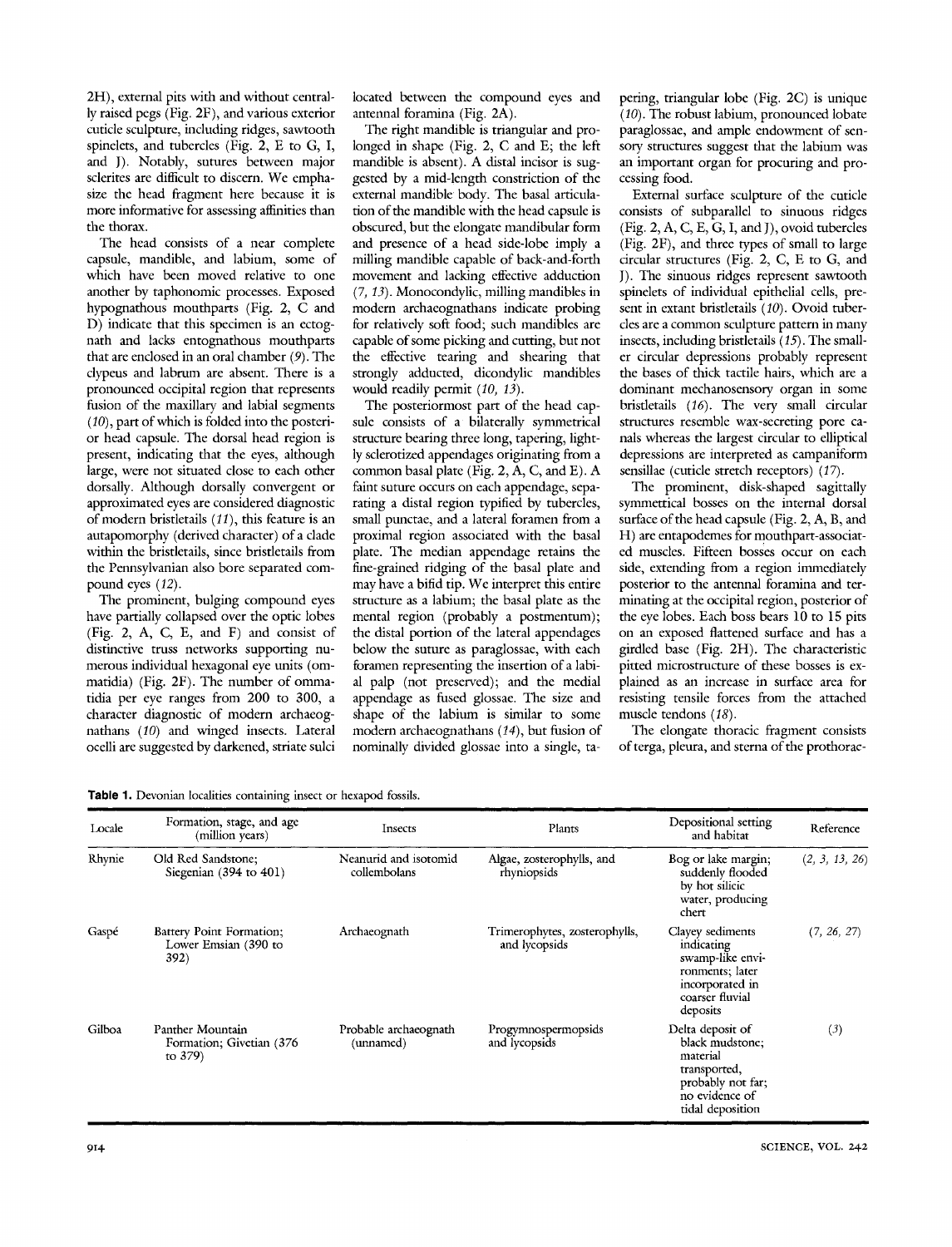2H), external pits with and without centrally raised pegs (Fig. 2F), and various exterior cuticle sculpture, including ridges, sawtooth spinelets, and tubercles (Fig. 2, E to G, I, and J). Notably, sutures between major sclerites are difficult to discern. We emphasize the head fragment here because it is more informative for assessing affinities than the thorax.

The head consists of a near complete capsule, mandible, and labium, some of which have been moved relative to one another by taphonomic processes. Exposed hypognathous mouthparts (Fig. 2, C and D) indicate that this specimen is an ectognath and lacks entognathous mouthparts that are enclosed in an oral chamber (*9*). The clypeus and labrum are absent. There is a pronounced occipital region that represents fusion of the maxillary and labial segments (*10*), part of which is folded into the posterior head capsule. The dorsal head region is present, indicating that the eyes, although large, were not situated close to each other dorsally. Although dorsally convergent or approximated eyes are considered diagnostic of modern bristletails (*11*), this feature is an autapomorphy (derived character) of a clade within the bristletails, since bristletails from the Pennsylvanian also bore separated compound eyes (*12*).

The prominent, bulging compound eyes have partially collapsed over the optic lobes (Fig. 2, A, C, E, and F) and consist of distinctive truss networks supporting numerous individual hexagonal eye units (ommatidia) (Fig. 2F). The number of ommatidia per eye ranges from 200 to 300, a character diagnostic of modern archaeognathans (*10*) and winged insects. Lateral ocelli are suggested by darkened, striate sulci located between the compound eyes and antennal foramina (Fig. 2A).

The right mandible is triangular and prolonged in shape (Fig. 2, C and E; the left mandible is absent). A distal incisor is suggested by a mid-length constriction of the external mandible body. The basal articulation of the mandible with the head capsule is obscured, but the elongate mandibular form and presence of a head side-lobe imply a milling mandible capable of back-and-forth movement and lacking effective adduction (*7, 13*). Monocondylic, milling mandibles in modern archaeognathans indicate probing for relatively soft food; such mandibles are capable of some picking and cutting, but not the effective tearing and shearing that strongly adducted, dicondylic mandibles would readily permit (*10, 13*).

The posteriormost part of the head capsule consists of a bilaterally symmetrical structure bearing three long, tapering, lightly sclerotized appendages originating from a common basal plate (Fig. 2, A, C, and E). A faint suture occurs on each appendage, separating a distal region typified by tubercles, small punctae, and a lateral foramen from a proximal region associated with the basal plate. The median appendage retains the fine-grained ridging of the basal plate and may have a bifid tip. We interpret this entire structure as a labium; the basal plate as the mental region (probably a postmentum); the distal portion of the lateral appendages below the suture as paraglossae, with each foramen representing the insertion of a labial palp (not preserved); and the medial appendage as fused glossae. The size and shape of the labium is similar to some modern archaeognathans (*14*), but fusion of nominally divided glossae into a single, tapering, triangular lobe (Fig. 2C) is unique (*10*). The robust labium, pronounced lobate paraglossae, and ample endowment of sensory structures suggest that the labium was an important organ for procuring and processing food.

External surface sculpture of the cuticle consists of subparallel to sinuous ridges (Fig. 2, A, C, E, G, I, and J), ovoid tubercles (Fig. 2F), and three types of small to large circular structures (Fig. 2, C, E to G, and J). The sinuous ridges represent sawtooth spinelets of individual epithelial cells, present in extant bristletails (*10*). Ovoid tubercles are a common sculpture pattern in many insects, including bristletails (*15*). The smaller circular depressions probably represent the bases of thick tactile hairs, which are a dominant mechanosensory organ in some bristletails (*16*). The very small circular structures resemble wax-secreting pore canals whereas the largest circular to elliptical depressions are interpreted as campaniform sensillae (cuticle stretch receptors) (*17*).

The prominent, disk-shaped sagittally symmetrical bosses on the internal dorsal surface of the head capsule (Fig. 2, A, B, and H) are entapodemes for mouthpart-associated muscles. Fifteen bosses occur on each side, extending from a region immediately posterior to the antennal foramina and terminating at the occipital region, posterior of the eye lobes. Each boss bears 10 to 15 pits on an exposed flattened surface and has a girdled base (Fig. 2H). The characteristic pitted microstructure of these bosses is explained as an increase in surface area for resisting tensile forces from the attached muscle tendons (*18*).

The elongate thoracic fragment consists of terga, pleura, and sterna of the prothorac-

**Table 1.** Devonian localities containing insect or hexapod fossils.

| Locale | Formation, stage, and age (million years) | Insects | Plants | Depositional setting and habitat | Reference |
|---|---|---|---|---|---|
| Rhynie | Old Red Sandstone; Siegenian (394 to 401) | Neanurid and isotomid collembolans | Algae, zosterophylls, and rhyniopsids | Bog or lake margin; suddenly flooded by hot silicic water, producing chert | (*2, 3, 13, 26*) |
| Gaspé | Battery Point Formation; Lower Emsian (390 to 392) | Archaeognath | Trimerophytes, zosterophylls, and lycopsids | Clayey sediments indicating swamp-like environments; later incorporated in coarser fluvial deposits | (*7, 26, 27*) |
| Gilboa | Panther Mountain Formation; Givetian (376 to 379) | Probable archaeognath (unnamed) | Progymnospermopsids and lycopsids | Delta deposit of black mudstone; material transported, probably not far; no evidence of tidal deposition | (*3*) |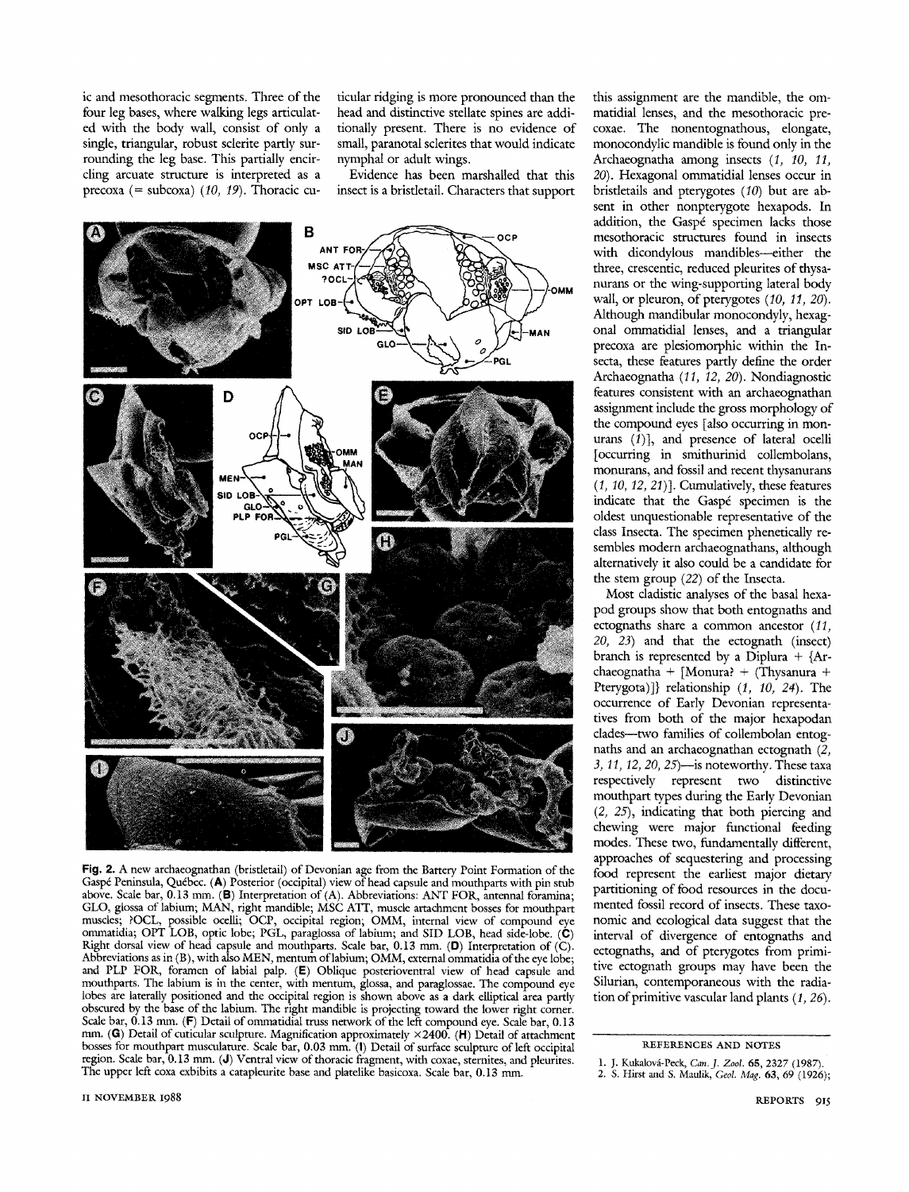ic and mesothoracic segments. Three of the four leg bases, where walking legs articulated with the body wall, consist of only a single, triangular, robust sclerite partly surrounding the leg base. This partially encircling arcuate structure is interpreted as a precoxa (= subcoxa) (*10, 19*). Thoracic cuticular ridging is more pronounced than the head and distinctive stellate spines are additionally present. There is no evidence of small, paranotal sclerites that would indicate nymphal or adult wings.

Evidence has been marshalled that this insect is a bristletail. Characters that support this assignment are the mandible, the ommatidial lenses, and the mesothoracic precoxae. The nonentognathous, elongate, monocondylic mandible is found only in the Archaeognatha among insects (*1, 10, 11, 20*). Hexagonal ommatidial lenses occur in bristletails and pterygotes (*10*) but are absent in other nonpterygote hexapods. In addition, the Gaspé specimen lacks those mesothoracic structures found in insects with dicondylous mandibles—either the three, crescentic, reduced pleurites of thysanurans or the wing-supporting lateral body wall, or pleuron, of pterygotes (*10, 11, 20*). Although mandibular monocondyly, hexagonal ommatidial lenses, and a triangular precoxa are plesiomorphic within the Insecta, these features partly define the order Archaeognatha (*11, 12, 20*). Nondiagnostic features consistent with an archaeognathan assignment include the gross morphology of the compound eyes [also occurring in monurans (*1*)], and presence of lateral ocelli [occurring in smithurinid collembolans, monurans, and fossil and recent thysanurans (*1, 10, 12, 21*)]. Cumulatively, these features indicate that the Gaspé specimen is the oldest unquestionable representative of the class Insecta. The specimen phenetically resembles modern archaeognathans, although alternatively it also could be a candidate for the stem group (*22*) of the Insecta.

Most cladistic analyses of the basal hexapod groups show that both entognaths and ectognaths share a common ancestor (*11, 20, 23*) and that the ectognath (insect) branch is represented by a Diplura + {Archaeognatha + [Monura? + (Thysanura + Pterygota)]} relationship (*1, 10, 24*). The occurrence of Early Devonian representatives from both of the major hexapodan clades—two families of collembolan entognaths and an archaeognathan ectognath (*2, 3, 11, 12, 20, 25*)—is noteworthy. These taxa respectively represent two distinctive mouthpart types during the Early Devonian (*2, 25*), indicating that both piercing and chewing were major functional feeding modes. These two, fundamentally different, approaches of sequestering and processing food represent the earliest major dietary partitioning of food resources in the documented fossil record of insects. These taxonomic and ecological data suggest that the interval of divergence of entognaths and ectognaths, and of pterygotes from primitive ectognath groups may have been the Silurian, contemporaneous with the radiation of primitive vascular land plants (*1, 26*).

**Fig. 2.** A new archaeognathan (bristletail) of Devonian age from the Battery Point Formation of the Gaspé Peninsula, Québec. (**A**) Posterior (occipital) view of head capsule and mouthparts with pin stub above. Scale bar, 0.13 mm. (**B**) Interpretation of (A). Abbreviations: ANT FOR, antennal foramina; GLO, glossa of labium; MAN, right mandible; MSC ATT, muscle attachment bosses for mouthpart muscles; ?OCL, possible ocelli; OCP, occipital region; OMM, internal view of compound eye ommatidia; OPT LOB, optic lobe; PGL, paraglossa of labium; and SID LOB, head side-lobe. (**C**) Right dorsal view of head capsule and mouthparts. Scale bar, 0.13 mm. (**D**) Interpretation of (C). Abbreviations as in (B), with also MEN, mentum of labium; OMM, external ommatidia of the eye lobe; and PLP FOR, foramen of labial palp. (**E**) Oblique posterioventral view of head capsule and mouthparts. The labium is in the center, with mentum, glossa, and paraglossae. The compound eye lobes are laterally positioned and the occipital region is shown above as a dark elliptical area partly obscured by the base of the labium. The right mandible is projecting toward the lower right corner. Scale bar, 0.13 mm. (**F**) Detail of ommatidial truss network of the left compound eye. Scale bar, 0.13 mm. (**G**) Detail of cuticular sculpture. Magnification approximately ×2400. (**H**) Detail of attachment bosses for mouthpart musculature. Scale bar, 0.03 mm. (**I**) Detail of surface sculpture of left occipital region. Scale bar, 0.13 mm. (**J**) Ventral view of thoracic fragment, with coxae, sternites, and pleurites. The upper left coxa exhibits a catapleurite base and platelike basicoxa. Scale bar, 0.13 mm.

## REFERENCES AND NOTES

1. J. Kukalová-Peck, *Can. J. Zool.* **65**, 2327 (1987).
2. S. Hirst and S. Maulik, *Geol. Mag.* **63**, 69 (1926);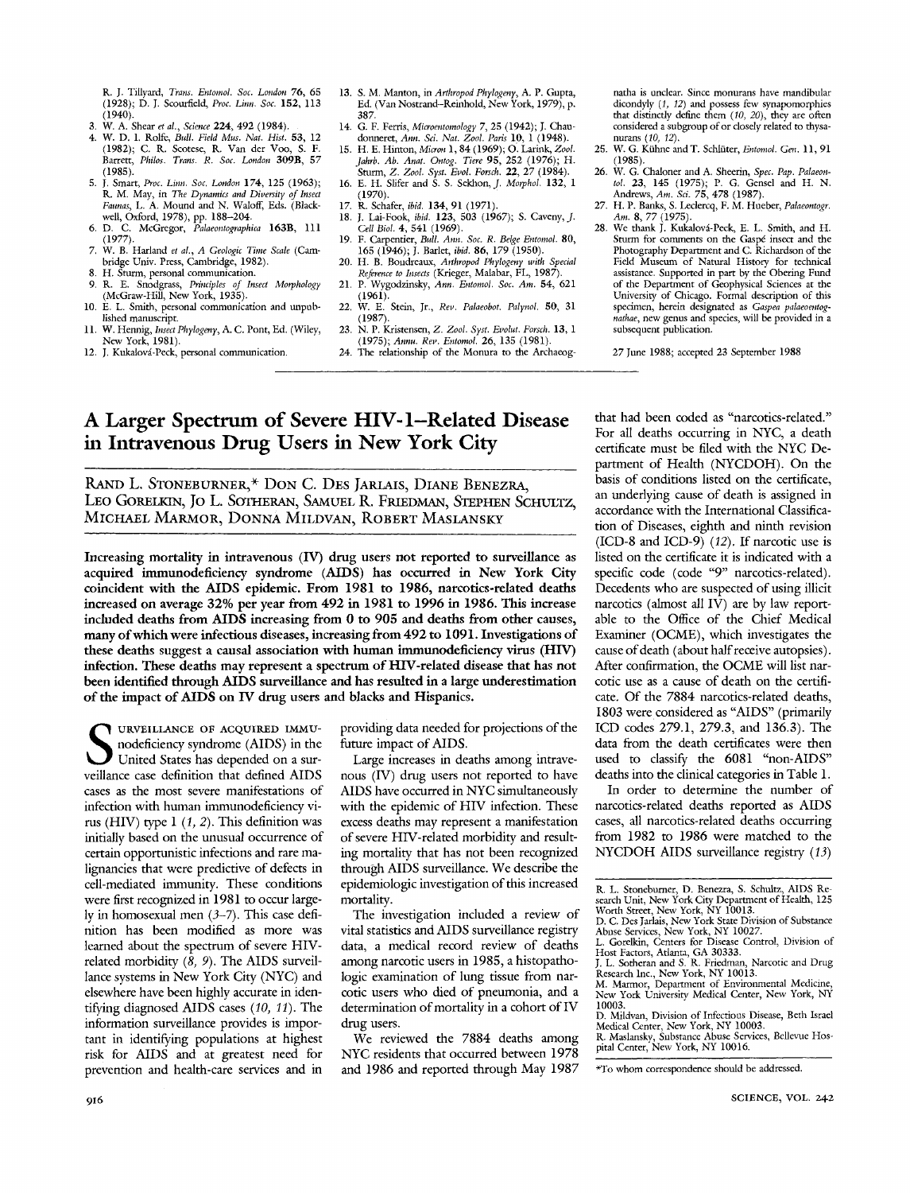R. J. Tillyard, *Trans. Entomol. Soc. London* 76, 65 (1928); D. J. Scourfield, *Proc. Linn. Soc.* 152, 113 (1940).
3. W. A. Shear *et al.*, *Science* 224, 492 (1984).
4. W. D. I. Rolfe, *Bull. Field Mus. Nat. Hist.* 53, 12 (1982); C. R. Scotese, R. Van der Voo, S. F. Barrett, *Philos. Trans. R. Soc. London* 309B, 57 (1985).
5. J. Smart, *Proc. Linn. Soc. London* 174, 125 (1963); R. M. May, in *The Dynamics and Diversity of Insect Faunas*, L. A. Mound and N. Waloff, Eds. (Blackwell, Oxford, 1978), pp. 188–204.
6. D. C. McGregor, *Palaeontographica* 163B, 111 (1977).
7. W. B. Harland *et al.*, *A Geologic Time Scale* (Cambridge Univ. Press, Cambridge, 1982).
8. H. Sturm, personal communication.
9. R. E. Snodgrass, *Principles of Insect Morphology* (McGraw-Hill, New York, 1935).
10. E. L. Smith, personal communication and unpublished manuscript.
11. W. Hennig, *Insect Phylogeny*, A. C. Pont, Ed. (Wiley, New York, 1981).
12. J. Kukalová-Peck, personal communication.
13. S. M. Manton, in *Arthropod Phylogeny*, A. P. Gupta, Ed. (Van Nostrand-Reinhold, New York, 1979), p. 387.
14. G. F. Ferris, *Microentomology* 7, 25 (1942); J. Chaudonneret, *Ann. Sci. Nat. Zool. Paris* 10, 1 (1948).
15. H. E. Hinton, *Micron* 1, 84 (1969); O. Larink, *Zool. Jahrb. Ab. Anat. Ontog. Tiere* 95, 252 (1976); H. Sturm, *Z. Zool. Syst. Evol. Forsch.* 22, 27 (1984).
16. E. H. Slifer and S. S. Sekhon, *J. Morphol.* 132, 1 (1970).
17. R. Schafer, *ibid.* 134, 91 (1971).
18. J. Lai-Fook, *ibid.* 123, 503 (1967); S. Caveny, *J. Cell Biol.* 4, 541 (1969).
19. F. Carpentier, *Bull. Ann. Soc. R. Belge Entomol.* 80, 165 (1946); J. Barlet, *ibid.* 86, 179 (1950).
20. H. B. Boudreaux, *Arthropod Phylogeny with Special Reference to Insects* (Krieger, Malabar, FL, 1987).
21. P. Wygodzinsky, *Ann. Entomol. Soc. Am.* 54, 621 (1961).
22. W. E. Stein, Jr., *Rev. Palaeobot. Palynol.* 50, 31 (1987).
23. N. P. Kristensen, *Z. Zool. Syst. Evolut. Forsch.* 13, 1 (1975); *Annu. Rev. Entomol.* 26, 135 (1981).
24. The relationship of the Monura to the Archaeognatha is unclear. Since monurans have mandibular dicondyly (*1, 12*) and possess few synapomorphies that distinctly define them (*10, 20*), they are often considered a subgroup of or closely related to thysanurans (*10, 12*).
25. W. G. Kühne and T. Schlüter, *Entomol. Gen.* 11, 91 (1985).
26. W. G. Chaloner and A. Sheerin, *Spec. Pap. Palaeontol.* 23, 145 (1975); P. G. Gensel and H. N. Andrews, *Am. Sci.* 75, 478 (1987).
27. H. P. Banks, S. Leclercq, F. M. Hueber, *Palaeontogr. Am.* 8, 77 (1975).
28. We thank J. Kukalová-Peck, E. L. Smith, and H. Sturm for comments on the Gaspé insect and the Photography Department and C. Richardson of the Field Museum of Natural History for technical assistance. Supported in part by the Obering Fund of the Department of Geophysical Sciences at the University of Chicago. Formal description of this specimen, herein designated as *Gaspea palaeoentognathae*, new genus and species, will be provided in a subsequent publication.

27 June 1988; accepted 23 September 1988

# A Larger Spectrum of Severe HIV-1–Related Disease in Intravenous Drug Users in New York City

Rand L. Stoneburner,* Don C. Des Jarlais, Diane Benezra, Leo Gorelkin, Jo L. Sotheran, Samuel R. Friedman, Stephen Schultz, Michael Marmor, Donna Mildvan, Robert Maslansky

**Increasing mortality in intravenous (IV) drug users not reported to surveillance as acquired immunodeficiency syndrome (AIDS) has occurred in New York City coincident with the AIDS epidemic. From 1981 to 1986, narcotics-related deaths increased on average 32% per year from 492 in 1981 to 1996 in 1986. This increase included deaths from AIDS increasing from 0 to 905 and deaths from other causes, many of which were infectious diseases, increasing from 492 to 1091. Investigations of these deaths suggest a causal association with human immunodeficiency virus (HIV) infection. These deaths may represent a spectrum of HIV-related disease that has not been identified through AIDS surveillance and has resulted in a large underestimation of the impact of AIDS on IV drug users and blacks and Hispanics.**

Surveillance of acquired immunodeficiency syndrome (AIDS) in the United States has depended on a surveillance case definition that defined AIDS cases as the most severe manifestations of infection with human immunodeficiency virus (HIV) type 1 (*1, 2*). This definition was initially based on the unusual occurrence of certain opportunistic infections and rare malignancies that were predictive of defects in cell-mediated immunity. These conditions were first recognized in 1981 to occur largely in homosexual men (*3–7*). This case definition has been modified as more was learned about the spectrum of severe HIV-related morbidity (*8, 9*). The AIDS surveillance systems in New York City (NYC) and elsewhere have been highly accurate in identifying diagnosed AIDS cases (*10, 11*). The information surveillance provides is important in identifying populations at highest risk for AIDS and at greatest need for prevention and health-care services and in providing data needed for projections of the future impact of AIDS.

Large increases in deaths among intravenous (IV) drug users not reported to have AIDS have occurred in NYC simultaneously with the epidemic of HIV infection. These excess deaths may represent a manifestation of severe HIV-related morbidity and resulting mortality that has not been recognized through AIDS surveillance. We describe the epidemiologic investigation of this increased mortality.

The investigation included a review of vital statistics and AIDS surveillance registry data, a medical record review of deaths among narcotic users in 1985, a histopathologic examination of lung tissue from narcotic users who died of pneumonia, and a determination of mortality in a cohort of IV drug users.

We reviewed the 7884 deaths among NYC residents that occurred between 1978 and 1986 and reported through May 1987 that had been coded as "narcotics-related." For all deaths occurring in NYC, a death certificate must be filed with the NYC Department of Health (NYCDOH). On the basis of conditions listed on the certificate, an underlying cause of death is assigned in accordance with the International Classification of Diseases, eighth and ninth revision (ICD-8 and ICD-9) (*12*). If narcotic use is listed on the certificate it is indicated with a specific code (code "9" narcotics-related). Decedents who are suspected of using illicit narcotics (almost all IV) are by law reportable to the Office of the Chief Medical Examiner (OCME), which investigates the cause of death (about half receive autopsies). After confirmation, the OCME will list narcotic use as a cause of death on the certificate. Of the 7884 narcotics-related deaths, 1803 were considered as "AIDS" (primarily ICD codes 279.1, 279.3, and 136.3). The data from the death certificates were then used to classify the 6081 "non-AIDS" deaths into the clinical categories in Table 1.

In order to determine the number of narcotics-related deaths reported as AIDS cases, all narcotics-related deaths occurring from 1982 to 1986 were matched to the NYCDOH AIDS surveillance registry (*13*)

R. L. Stoneburner, D. Benezra, S. Schultz, AIDS Research Unit, New York City Department of Health, 125 Worth Street, New York, NY 10013.
D. C. Des Jarlais, New York State Division of Substance Abuse Services, New York, NY 10027.
L. Gorelkin, Centers for Disease Control, Division of Host Factors, Atlanta, GA 30333.
J. L. Sotheran and S. R. Friedman, Narcotic and Drug Research Inc., New York, NY 10013.
M. Marmor, Department of Environmental Medicine, New York University Medical Center, New York, NY 10003.
D. Mildvan, Division of Infectious Disease, Beth Israel Medical Center, New York, NY 10003.
R. Maslansky, Substance Abuse Services, Bellevue Hospital Center, New York, NY 10016.

*To whom correspondence should be addressed.